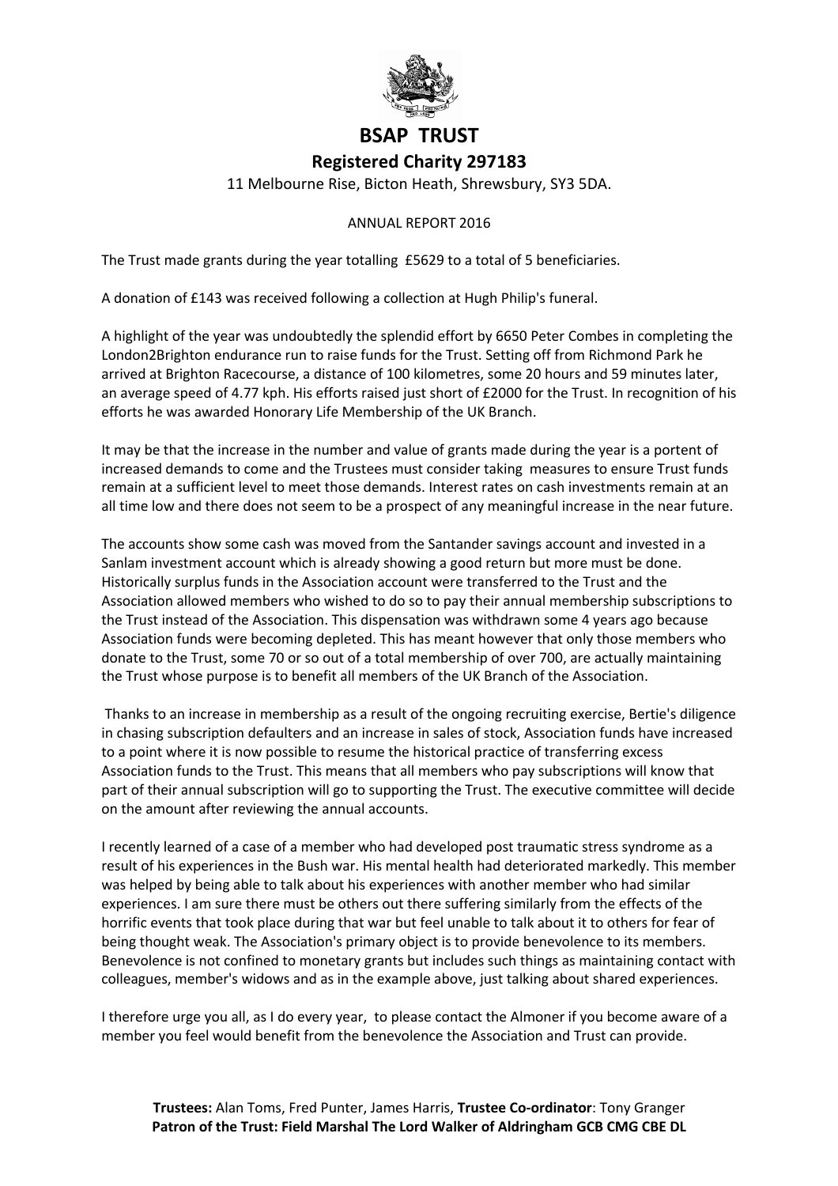# BSAP TRUST

## Registered Charity 297183

11 Melbourne Rise, Bicton Heath, Shrewsbury, SY3 5DA.

ANNUAL REPORT 2016

The Trust made grants during the year totalling £5629 to a total of 5 beneficiaries.

A donation of £143 was received following a collection at Hugh Philip's funeral.

A highlight of the year was undoubtedly the splendid effort by 6650 Peter Combes in completing the London2Brighton endurance run to raise funds for the Trust. Setting off from Richmond Park he arrived at Brighton Racecourse, a distance of 100 kilometres, some 20 hours and 59 minutes later, an average speed of 4.77 kph. His efforts raised just short of £2000 for the Trust. In recognition of his efforts he was awarded Honorary Life Membership of the UK Branch.

It may be that the increase in the number and value of grants made during the year is a portent of increased demands to come and the Trustees must consider taking measures to ensure Trust funds remain at a sufficient level to meet those demands. Interest rates on cash investments remain at an all time low and there does not seem to be a prospect of any meaningful increase in the near future.

The accounts show some cash was moved from the Santander savings account and invested in a Sanlam investment account which is already showing a good return but more must be done. Historically surplus funds in the Association account were transferred to the Trust and the Association allowed members who wished to do so to pay their annual membership subscriptions to the Trust instead of the Association. This dispensation was withdrawn some 4 years ago because Association funds were becoming depleted. This has meant however that only those members who donate to the Trust, some 70 or so out of a total membership of over 700, are actually maintaining the Trust whose purpose is to benefit all members of the UK Branch of the Association.

Thanks to an increase in membership as a result of the ongoing recruiting exercise, Bertie's diligence in chasing subscription defaulters and an increase in sales of stock, Association funds have increased to a point where it is now possible to resume the historical practice of transferring excess Association funds to the Trust. This means that all members who pay subscriptions will know that part of their annual subscription will go to supporting the Trust. The executive committee will decide on the amount after reviewing the annual accounts.

I recently learned of a case of a member who had developed post traumatic stress syndrome as a result of his experiences in the Bush war. His mental health had deteriorated markedly. This member was helped by being able to talk about his experiences with another member who had similar experiences. I am sure there must be others out there suffering similarly from the effects of the horrific events that took place during that war but feel unable to talk about it to others for fear of being thought weak. The Association's primary object is to provide benevolence to its members. Benevolence is not confined to monetary grants but includes such things as maintaining contact with colleagues, member's widows and as in the example above, just talking about shared experiences.

I therefore urge you all, as I do every year, to please contact the Almoner if you become aware of a member you feel would benefit from the benevolence the Association and Trust can provide.

**Trustees:** Alan Toms, Fred Punter, James Harris, **Trustee Co-ordinator**: Tony Granger
**Patron of the Trust: Field Marshal The Lord Walker of Aldringham GCB CMG CBE DL**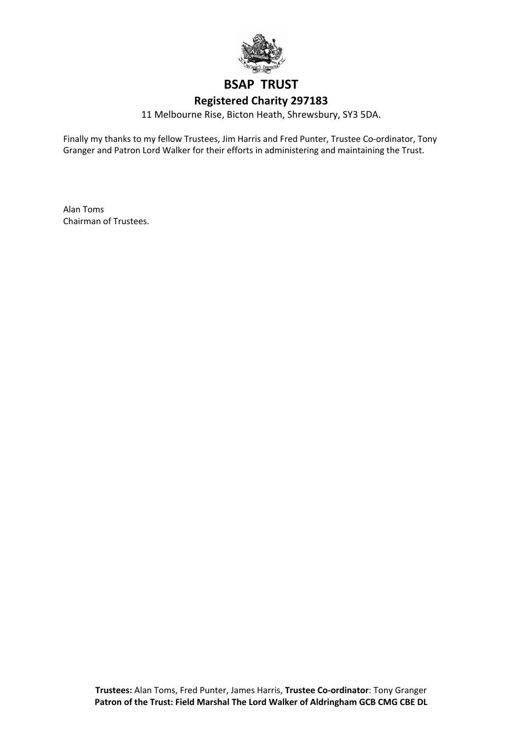# BSAP TRUST

## Registered Charity 297183

11 Melbourne Rise, Bicton Heath, Shrewsbury, SY3 5DA.

Finally my thanks to my fellow Trustees, Jim Harris and Fred Punter, Trustee Co-ordinator, Tony Granger and Patron Lord Walker for their efforts in administering and maintaining the Trust.

Alan Toms
Chairman of Trustees.

**Trustees:** Alan Toms, Fred Punter, James Harris, **Trustee Co-ordinator**: Tony Granger
**Patron of the Trust: Field Marshal The Lord Walker of Aldringham GCB CMG CBE DL**